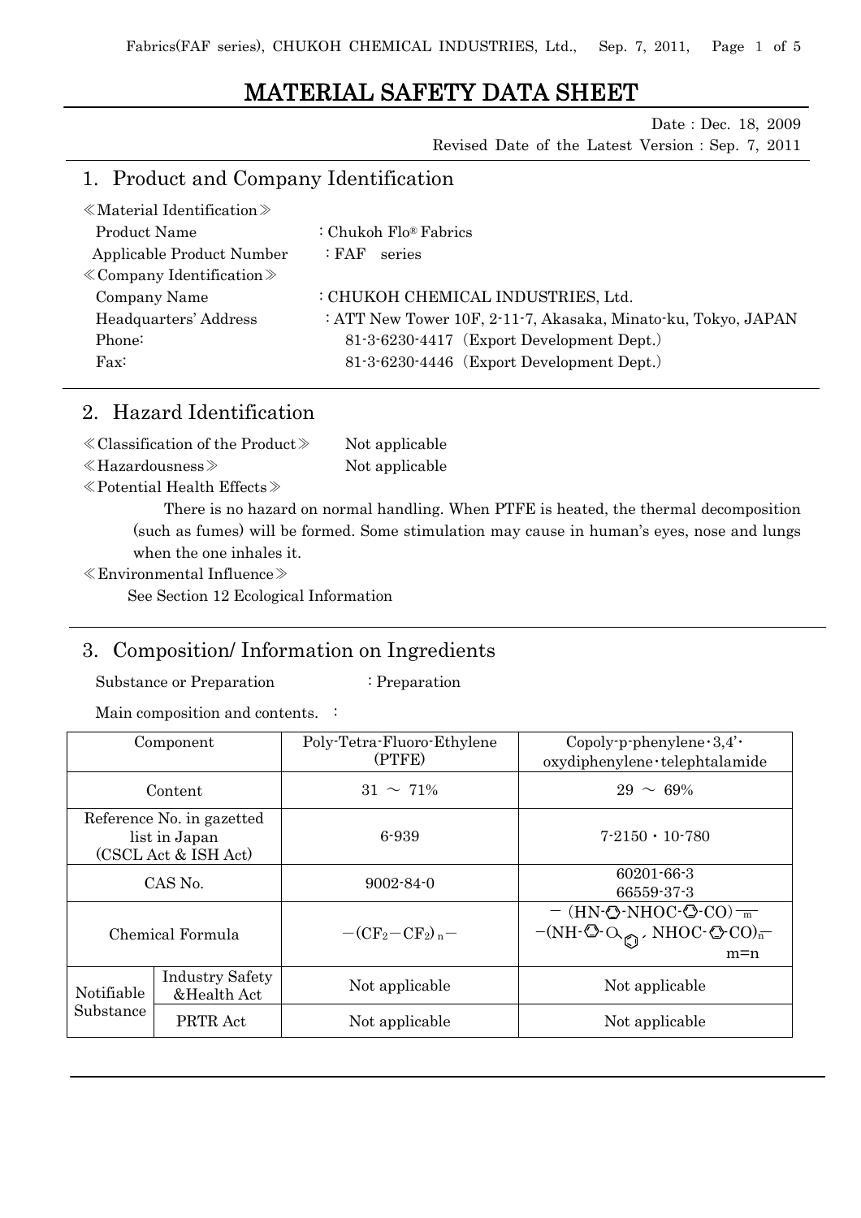// MATERIAL SAFETY DATA SHEET

# MATERIAL SAFETY DATA SHEET

Date : Dec. 18, 2009
Revised Date of the Latest Version : Sep. 7, 2011

## 1. Product and Company Identification

≪Material Identification≫

Product Name : Chukoh Flo® Fabrics
Applicable Product Number : FAF series

≪Company Identification≫

Company Name : CHUKOH CHEMICAL INDUSTRIES, Ltd.
Headquarters' Address : ATT New Tower 10F, 2-11-7, Akasaka, Minato-ku, Tokyo, JAPAN
Phone: 81-3-6230-4417 (Export Development Dept.)
Fax: 81-3-6230-4446 (Export Development Dept.)

## 2. Hazard Identification

≪Classification of the Product≫ Not applicable

≪Hazardousness≫ Not applicable

≪Potential Health Effects≫

There is no hazard on normal handling. When PTFE is heated, the thermal decomposition (such as fumes) will be formed. Some stimulation may cause in human's eyes, nose and lungs when the one inhales it.

≪Environmental Influence≫

See Section 12 Ecological Information

## 3. Composition/ Information on Ingredients

Substance or Preparation : Preparation

Main composition and contents. :

| Component | | Poly-Tetra-Fluoro-Ethylene (PTFE) | Copoly-p-phenylene・3,4'・oxydiphenylene・telephtalamide |
|---|---|---|---|
| Content | | 31 ～ 71% | 29 ～ 69% |
| Reference No. in gazetted list in Japan (CSCL Act & ISH Act) | | 6-939 | 7-2150・10-780 |
| CAS No. | | 9002-84-0 | 60201-66-3<br>66559-37-3 |
| Chemical Formula | | $-(CF_2-CF_2)_n-$ | $-(HN\text{-}\bigcirc\text{-}NHOC\text{-}\bigcirc\text{-}CO)_m-$<br>$-(NH\text{-}\bigcirc\text{-}O\text{-}\bigcirc\text{-}NHOC\text{-}\bigcirc\text{-}CO)_n-$<br>m=n |
| Notifiable Substance | Industry Safety &Health Act | Not applicable | Not applicable |
| | PRTR Act | Not applicable | Not applicable |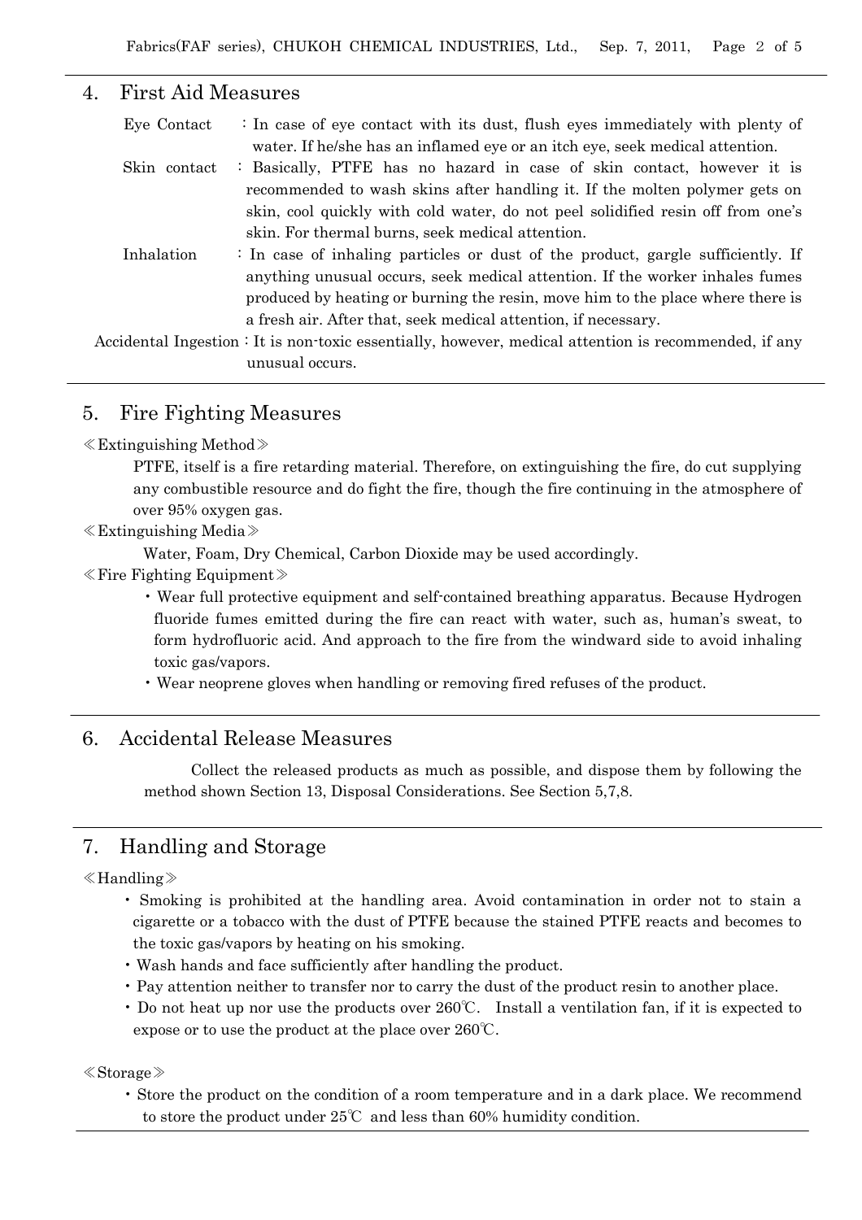## 4. First Aid Measures

Eye Contact : In case of eye contact with its dust, flush eyes immediately with plenty of water. If he/she has an inflamed eye or an itch eye, seek medical attention.

Skin contact : Basically, PTFE has no hazard in case of skin contact, however it is recommended to wash skins after handling it. If the molten polymer gets on skin, cool quickly with cold water, do not peel solidified resin off from one's skin. For thermal burns, seek medical attention.

Inhalation : In case of inhaling particles or dust of the product, gargle sufficiently. If anything unusual occurs, seek medical attention. If the worker inhales fumes produced by heating or burning the resin, move him to the place where there is a fresh air. After that, seek medical attention, if necessary.

Accidental Ingestion : It is non-toxic essentially, however, medical attention is recommended, if any unusual occurs.

## 5. Fire Fighting Measures

≪Extinguishing Method≫

PTFE, itself is a fire retarding material. Therefore, on extinguishing the fire, do cut supplying any combustible resource and do fight the fire, though the fire continuing in the atmosphere of over 95% oxygen gas.

≪Extinguishing Media≫

Water, Foam, Dry Chemical, Carbon Dioxide may be used accordingly.

≪Fire Fighting Equipment≫

- Wear full protective equipment and self-contained breathing apparatus. Because Hydrogen fluoride fumes emitted during the fire can react with water, such as, human's sweat, to form hydrofluoric acid. And approach to the fire from the windward side to avoid inhaling toxic gas/vapors.
- Wear neoprene gloves when handling or removing fired refuses of the product.

## 6. Accidental Release Measures

Collect the released products as much as possible, and dispose them by following the method shown Section 13, Disposal Considerations. See Section 5,7,8.

## 7. Handling and Storage

≪Handling≫

- Smoking is prohibited at the handling area. Avoid contamination in order not to stain a cigarette or a tobacco with the dust of PTFE because the stained PTFE reacts and becomes to the toxic gas/vapors by heating on his smoking.
- Wash hands and face sufficiently after handling the product.
- Pay attention neither to transfer nor to carry the dust of the product resin to another place.
- Do not heat up nor use the products over 260℃. Install a ventilation fan, if it is expected to expose or to use the product at the place over 260℃.

≪Storage≫

- Store the product on the condition of a room temperature and in a dark place. We recommend to store the product under 25℃ and less than 60% humidity condition.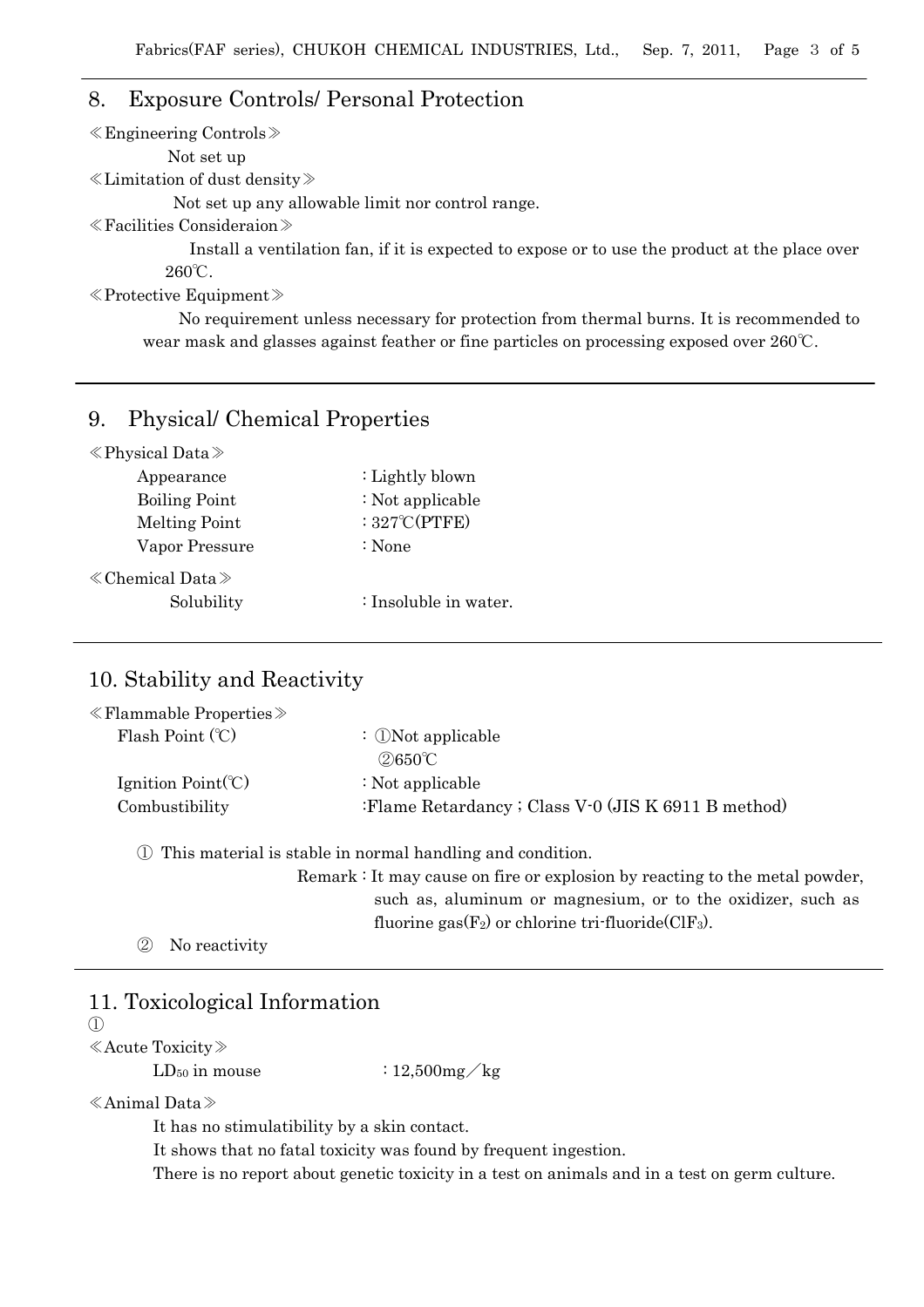## 8. Exposure Controls/ Personal Protection

≪Engineering Controls≫

Not set up

≪Limitation of dust density≫

Not set up any allowable limit nor control range.

≪Facilities Consideraion≫

Install a ventilation fan, if it is expected to expose or to use the product at the place over 260℃.

≪Protective Equipment≫

No requirement unless necessary for protection from thermal burns. It is recommended to wear mask and glasses against feather or fine particles on processing exposed over 260℃.

## 9. Physical/ Chemical Properties

≪Physical Data≫

| | |
|---|---|
| Appearance | : Lightly blown |
| Boiling Point | : Not applicable |
| Melting Point | : 327℃(PTFE) |
| Vapor Pressure | : None |

≪Chemical Data≫

| | |
|---|---|
| Solubility | : Insoluble in water. |

## 10. Stability and Reactivity

≪Flammable Properties≫

| | |
|---|---|
| Flash Point (℃) | : ①Not applicable<br>②650℃ |
| Ignition Point(℃) | : Not applicable |
| Combustibility | :Flame Retardancy ; Class V-0 (JIS K 6911 B method) |

① This material is stable in normal handling and condition.

Remark : It may cause on fire or explosion by reacting to the metal powder, such as, aluminum or magnesium, or to the oxidizer, such as fluorine gas($F_2$) or chlorine tri-fluoride($ClF_3$).

② No reactivity

## 11. Toxicological Information

①

≪Acute Toxicity≫

$LD_{50}$ in mouse : 12,500mg／kg

≪Animal Data≫

It has no stimulatibility by a skin contact.

It shows that no fatal toxicity was found by frequent ingestion.

There is no report about genetic toxicity in a test on animals and in a test on germ culture.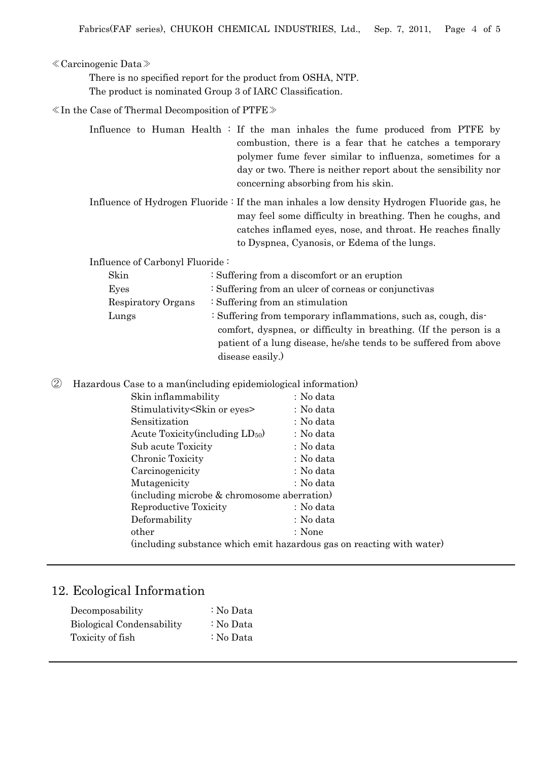≪Carcinogenic Data≫

There is no specified report for the product from OSHA, NTP.
The product is nominated Group 3 of IARC Classification.

≪In the Case of Thermal Decomposition of PTFE≫

Influence to Human Health : If the man inhales the fume produced from PTFE by combustion, there is a fear that he catches a temporary polymer fume fever similar to influenza, sometimes for a day or two. There is neither report about the sensibility nor concerning absorbing from his skin.

Influence of Hydrogen Fluoride : If the man inhales a low density Hydrogen Fluoride gas, he may feel some difficulty in breathing. Then he coughs, and catches inflamed eyes, nose, and throat. He reaches finally to Dyspnea, Cyanosis, or Edema of the lungs.

Influence of Carbonyl Fluoride :

| | |
|---|---|
| Skin | : Suffering from a discomfort or an eruption |
| Eyes | : Suffering from an ulcer of corneas or conjunctivas |
| Respiratory Organs | : Suffering from an stimulation |
| Lungs | : Suffering from temporary inflammations, such as, cough, dis-comfort, dyspnea, or difficulty in breathing. (If the person is a patient of a lung disease, he/she tends to be suffered from above disease easily.) |

② Hazardous Case to a man(including epidemiological information)

| | |
|---|---|
| Skin inflammability | : No data |
| Stimulativity<Skin or eyes> | : No data |
| Sensitization | : No data |
| Acute Toxicity(including $LD_{50}$) | : No data |
| Sub acute Toxicity | : No data |
| Chronic Toxicity | : No data |
| Carcinogenicity | : No data |
| Mutagenicity (including microbe & chromosome aberration) | : No data |
| Reproductive Toxicity | : No data |
| Deformability | : No data |
| other (including substance which emit hazardous gas on reacting with water) | : None |

## 12. Ecological Information

| | |
|---|---|
| Decomposability | : No Data |
| Biological Condensability | : No Data |
| Toxicity of fish | : No Data |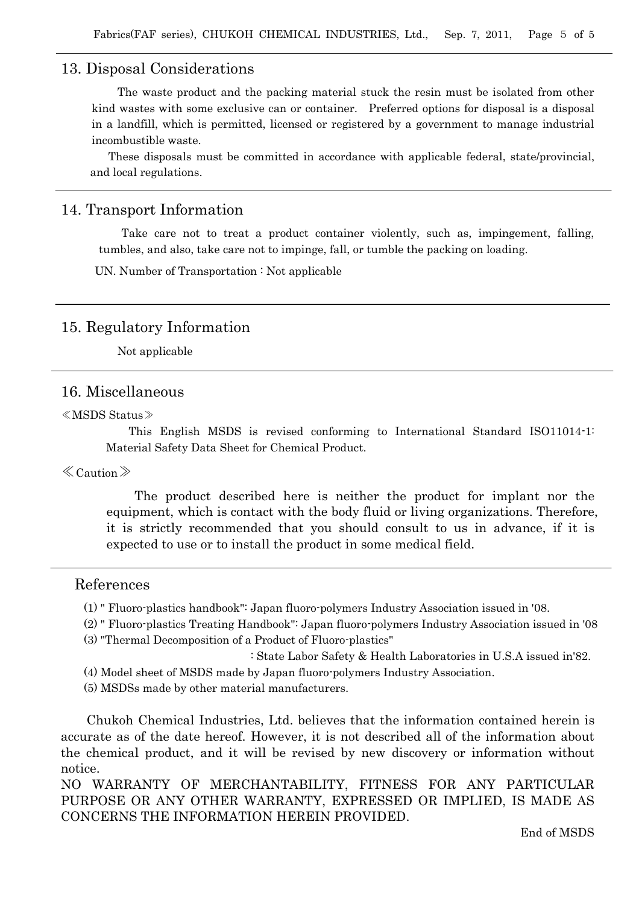## 13. Disposal Considerations

The waste product and the packing material stuck the resin must be isolated from other kind wastes with some exclusive can or container. Preferred options for disposal is a disposal in a landfill, which is permitted, licensed or registered by a government to manage industrial incombustible waste.

These disposals must be committed in accordance with applicable federal, state/provincial, and local regulations.

## 14. Transport Information

Take care not to treat a product container violently, such as, impingement, falling, tumbles, and also, take care not to impinge, fall, or tumble the packing on loading.

UN. Number of Transportation : Not applicable

## 15. Regulatory Information

Not applicable

## 16. Miscellaneous

≪MSDS Status≫

This English MSDS is revised conforming to International Standard ISO11014-1: Material Safety Data Sheet for Chemical Product.

≪Caution≫

The product described here is neither the product for implant nor the equipment, which is contact with the body fluid or living organizations. Therefore, it is strictly recommended that you should consult to us in advance, if it is expected to use or to install the product in some medical field.

## References

(1) " Fluoro-plastics handbook": Japan fluoro-polymers Industry Association issued in '08.
(2) " Fluoro-plastics Treating Handbook": Japan fluoro-polymers Industry Association issued in '08
(3) "Thermal Decomposition of a Product of Fluoro-plastics"
: State Labor Safety & Health Laboratories in U.S.A issued in'82.
(4) Model sheet of MSDS made by Japan fluoro-polymers Industry Association.
(5) MSDSs made by other material manufacturers.

Chukoh Chemical Industries, Ltd. believes that the information contained herein is accurate as of the date hereof. However, it is not described all of the information about the chemical product, and it will be revised by new discovery or information without notice.

NO WARRANTY OF MERCHANTABILITY, FITNESS FOR ANY PARTICULAR PURPOSE OR ANY OTHER WARRANTY, EXPRESSED OR IMPLIED, IS MADE AS CONCERNS THE INFORMATION HEREIN PROVIDED.

End of MSDS